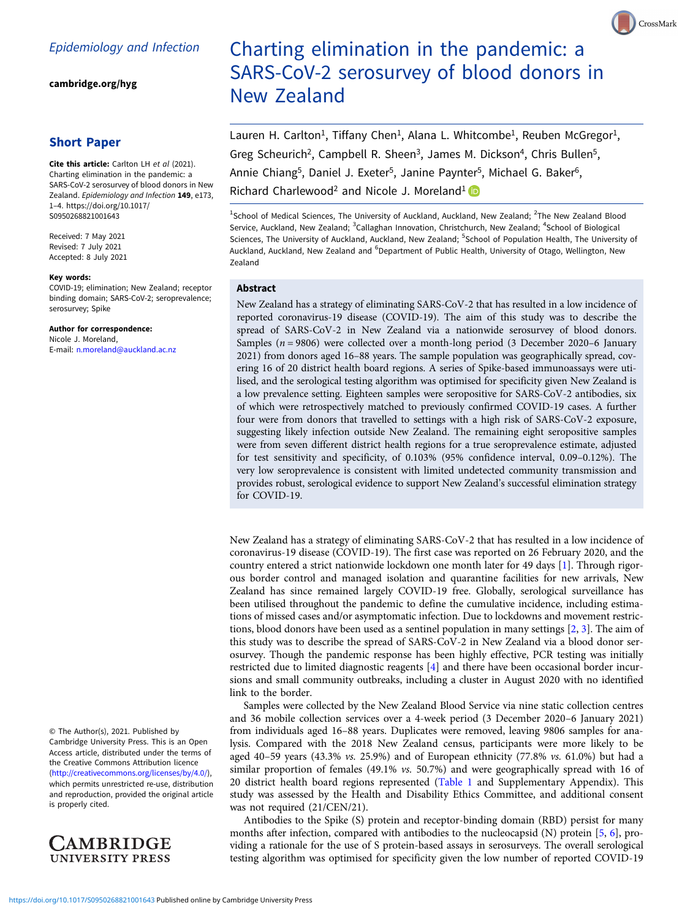Epidemiology and Infection

cambridge.org/hyg

## Short Paper

**Cite this article:** Carlton LH *et al* (2021). Charting elimination in the pandemic: a SARS-CoV-2 serosurvey of blood donors in New Zealand. *Epidemiology and Infection* **149**, e173, 1–4. https://doi.org/10.1017/S0950268821001643

Received: 7 May 2021
Revised: 7 July 2021
Accepted: 8 July 2021

**Key words:**
COVID-19; elimination; New Zealand; receptor binding domain; SARS-CoV-2; seroprevalence; serosurvey; Spike

**Author for correspondence:**
Nicole J. Moreland,
E-mail: n.moreland@auckland.ac.nz

© The Author(s), 2021. Published by Cambridge University Press. This is an Open Access article, distributed under the terms of the Creative Commons Attribution licence (http://creativecommons.org/licenses/by/4.0/), which permits unrestricted re-use, distribution and reproduction, provided the original article is properly cited.

# Charting elimination in the pandemic: a SARS-CoV-2 serosurvey of blood donors in New Zealand

Lauren H. Carlton[1], Tiffany Chen[1], Alana L. Whitcombe[1], Reuben McGregor[1], Greg Scheurich[2], Campbell R. Sheen[3], James M. Dickson[4], Chris Bullen[5], Annie Chiang[5], Daniel J. Exeter[5], Janine Paynter[5], Michael G. Baker[6], Richard Charlewood[2] and Nicole J. Moreland[1]

[1]School of Medical Sciences, The University of Auckland, Auckland, New Zealand; [2]The New Zealand Blood Service, Auckland, New Zealand; [3]Callaghan Innovation, Christchurch, New Zealand; [4]School of Biological Sciences, The University of Auckland, Auckland, New Zealand; [5]School of Population Health, The University of Auckland, Auckland, New Zealand and [6]Department of Public Health, University of Otago, Wellington, New Zealand

## Abstract

New Zealand has a strategy of eliminating SARS-CoV-2 that has resulted in a low incidence of reported coronavirus-19 disease (COVID-19). The aim of this study was to describe the spread of SARS-CoV-2 in New Zealand via a nationwide serosurvey of blood donors. Samples ($n = 9806$) were collected over a month-long period (3 December 2020–6 January 2021) from donors aged 16–88 years. The sample population was geographically spread, covering 16 of 20 district health board regions. A series of Spike-based immunoassays were utilised, and the serological testing algorithm was optimised for specificity given New Zealand is a low prevalence setting. Eighteen samples were seropositive for SARS-CoV-2 antibodies, six of which were retrospectively matched to previously confirmed COVID-19 cases. A further four were from donors that travelled to settings with a high risk of SARS-CoV-2 exposure, suggesting likely infection outside New Zealand. The remaining eight seropositive samples were from seven different district health regions for a true seroprevalence estimate, adjusted for test sensitivity and specificity, of 0.103% (95% confidence interval, 0.09–0.12%). The very low seroprevalence is consistent with limited undetected community transmission and provides robust, serological evidence to support New Zealand's successful elimination strategy for COVID-19.

New Zealand has a strategy of eliminating SARS-CoV-2 that has resulted in a low incidence of coronavirus-19 disease (COVID-19). The first case was reported on 26 February 2020, and the country entered a strict nationwide lockdown one month later for 49 days [1]. Through rigorous border control and managed isolation and quarantine facilities for new arrivals, New Zealand has since remained largely COVID-19 free. Globally, serological surveillance has been utilised throughout the pandemic to define the cumulative incidence, including estimations of missed cases and/or asymptomatic infection. Due to lockdowns and movement restrictions, blood donors have been used as a sentinel population in many settings [2, 3]. The aim of this study was to describe the spread of SARS-CoV-2 in New Zealand via a blood donor serosurvey. Though the pandemic response has been highly effective, PCR testing was initially restricted due to limited diagnostic reagents [4] and there have been occasional border incursions and small community outbreaks, including a cluster in August 2020 with no identified link to the border.

Samples were collected by the New Zealand Blood Service via nine static collection centres and 36 mobile collection services over a 4-week period (3 December 2020–6 January 2021) from individuals aged 16–88 years. Duplicates were removed, leaving 9806 samples for analysis. Compared with the 2018 New Zealand census, participants were more likely to be aged 40–59 years (43.3% *vs.* 25.9%) and of European ethnicity (77.8% *vs.* 61.0%) but had a similar proportion of females (49.1% *vs.* 50.7%) and were geographically spread with 16 of 20 district health board regions represented (Table 1 and Supplementary Appendix). This study was assessed by the Health and Disability Ethics Committee, and additional consent was not required (21/CEN/21).

Antibodies to the Spike (S) protein and receptor-binding domain (RBD) persist for many months after infection, compared with antibodies to the nucleocapsid (N) protein [5, 6], providing a rationale for the use of S protein-based assays in serosurveys. The overall serological testing algorithm was optimised for specificity given the low number of reported COVID-19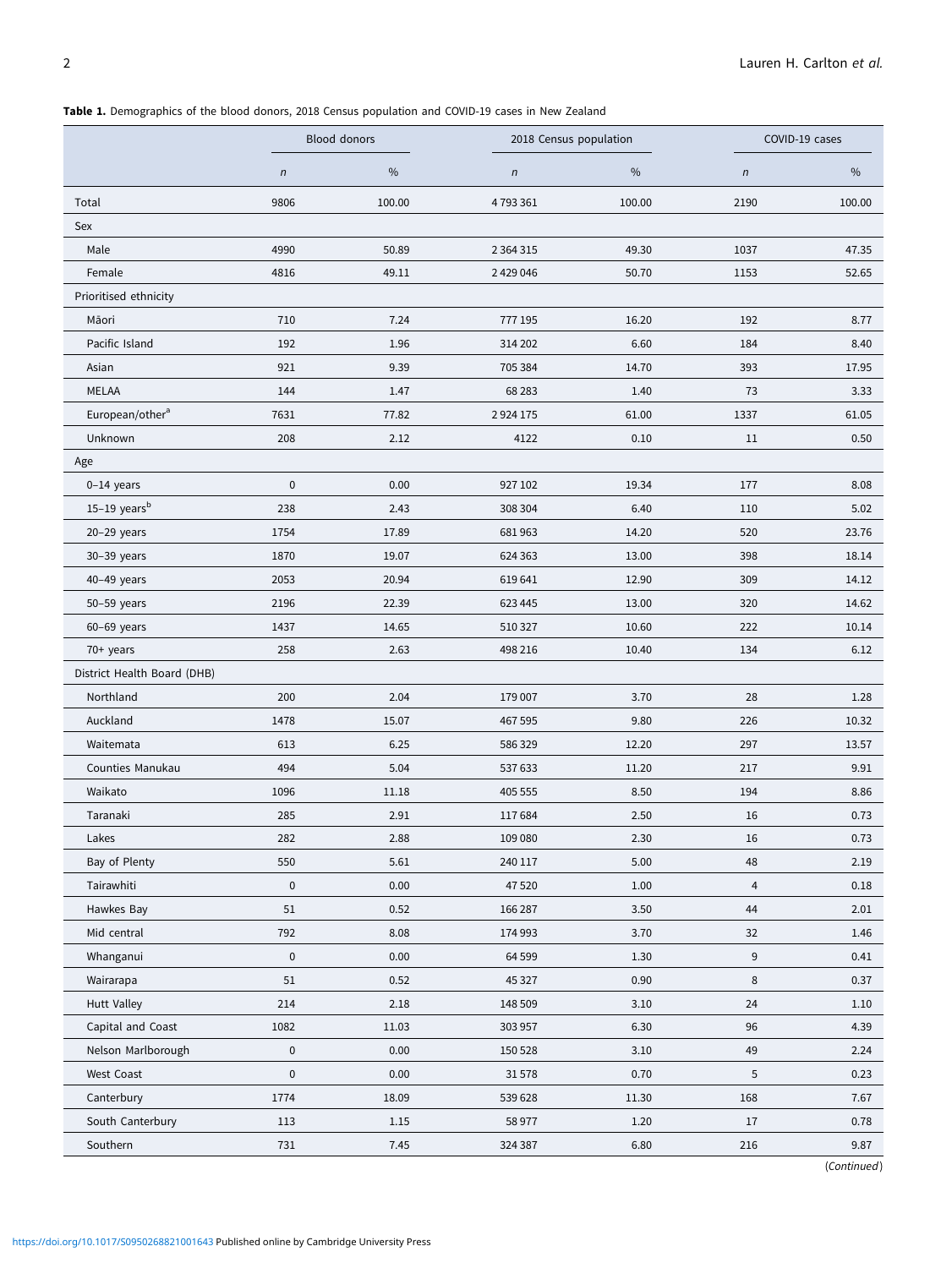**Table 1.** Demographics of the blood donors, 2018 Census population and COVID-19 cases in New Zealand

| | Blood donors | | 2018 Census population | | COVID-19 cases | |
|---|---|---|---|---|---|---|
| | *n* | % | *n* | % | *n* | % |
| Total | 9806 | 100.00 | 4 793 361 | 100.00 | 2190 | 100.00 |
| Sex | | | | | | |
| Male | 4990 | 50.89 | 2 364 315 | 49.30 | 1037 | 47.35 |
| Female | 4816 | 49.11 | 2 429 046 | 50.70 | 1153 | 52.65 |
| Prioritised ethnicity | | | | | | |
| Māori | 710 | 7.24 | 777 195 | 16.20 | 192 | 8.77 |
| Pacific Island | 192 | 1.96 | 314 202 | 6.60 | 184 | 8.40 |
| Asian | 921 | 9.39 | 705 384 | 14.70 | 393 | 17.95 |
| MELAA | 144 | 1.47 | 68 283 | 1.40 | 73 | 3.33 |
| European/other[a] | 7631 | 77.82 | 2 924 175 | 61.00 | 1337 | 61.05 |
| Unknown | 208 | 2.12 | 4122 | 0.10 | 11 | 0.50 |
| Age | | | | | | |
| 0–14 years | 0 | 0.00 | 927 102 | 19.34 | 177 | 8.08 |
| 15–19 years[b] | 238 | 2.43 | 308 304 | 6.40 | 110 | 5.02 |
| 20–29 years | 1754 | 17.89 | 681 963 | 14.20 | 520 | 23.76 |
| 30–39 years | 1870 | 19.07 | 624 363 | 13.00 | 398 | 18.14 |
| 40–49 years | 2053 | 20.94 | 619 641 | 12.90 | 309 | 14.12 |
| 50–59 years | 2196 | 22.39 | 623 445 | 13.00 | 320 | 14.62 |
| 60–69 years | 1437 | 14.65 | 510 327 | 10.60 | 222 | 10.14 |
| 70+ years | 258 | 2.63 | 498 216 | 10.40 | 134 | 6.12 |
| District Health Board (DHB) | | | | | | |
| Northland | 200 | 2.04 | 179 007 | 3.70 | 28 | 1.28 |
| Auckland | 1478 | 15.07 | 467 595 | 9.80 | 226 | 10.32 |
| Waitemata | 613 | 6.25 | 586 329 | 12.20 | 297 | 13.57 |
| Counties Manukau | 494 | 5.04 | 537 633 | 11.20 | 217 | 9.91 |
| Waikato | 1096 | 11.18 | 405 555 | 8.50 | 194 | 8.86 |
| Taranaki | 285 | 2.91 | 117 684 | 2.50 | 16 | 0.73 |
| Lakes | 282 | 2.88 | 109 080 | 2.30 | 16 | 0.73 |
| Bay of Plenty | 550 | 5.61 | 240 117 | 5.00 | 48 | 2.19 |
| Tairawhiti | 0 | 0.00 | 47 520 | 1.00 | 4 | 0.18 |
| Hawkes Bay | 51 | 0.52 | 166 287 | 3.50 | 44 | 2.01 |
| Mid central | 792 | 8.08 | 174 993 | 3.70 | 32 | 1.46 |
| Whanganui | 0 | 0.00 | 64 599 | 1.30 | 9 | 0.41 |
| Wairarapa | 51 | 0.52 | 45 327 | 0.90 | 8 | 0.37 |
| Hutt Valley | 214 | 2.18 | 148 509 | 3.10 | 24 | 1.10 |
| Capital and Coast | 1082 | 11.03 | 303 957 | 6.30 | 96 | 4.39 |
| Nelson Marlborough | 0 | 0.00 | 150 528 | 3.10 | 49 | 2.24 |
| West Coast | 0 | 0.00 | 31 578 | 0.70 | 5 | 0.23 |
| Canterbury | 1774 | 18.09 | 539 628 | 11.30 | 168 | 7.67 |
| South Canterbury | 113 | 1.15 | 58 977 | 1.20 | 17 | 0.78 |
| Southern | 731 | 7.45 | 324 387 | 6.80 | 216 | 9.87 |

(*Continued*)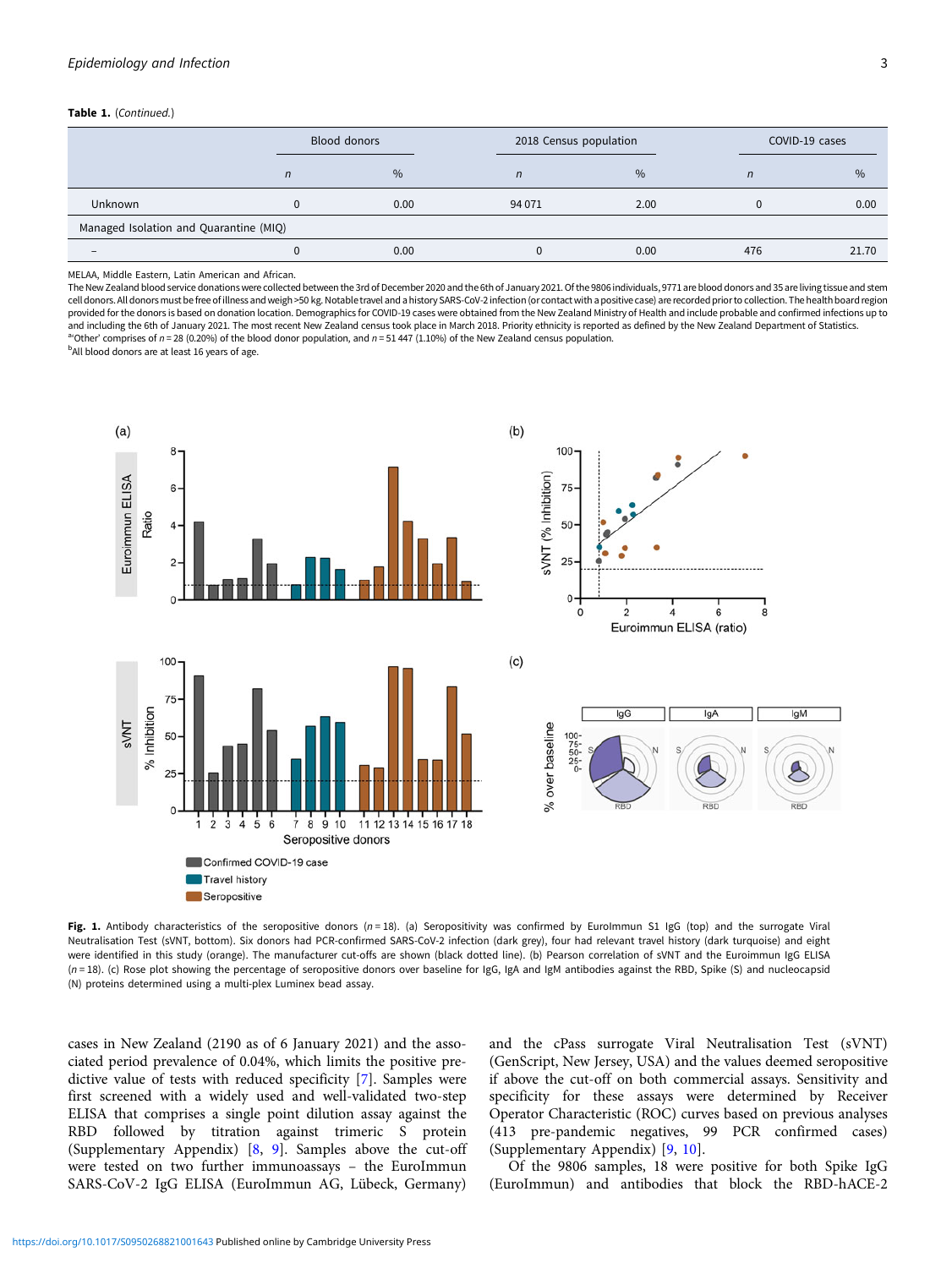**Table 1.** (*Continued.*)

| | Blood donors | | 2018 Census population | | COVID-19 cases | |
|---|---|---|---|---|---|---|
| | *n* | % | *n* | % | *n* | % |
| Unknown | 0 | 0.00 | 94 071 | 2.00 | 0 | 0.00 |
| Managed Isolation and Quarantine (MIQ) | | | | | | |
| – | 0 | 0.00 | 0 | 0.00 | 476 | 21.70 |

MELAA, Middle Eastern, Latin American and African.
The New Zealand blood service donations were collected between the 3rd of December 2020 and the 6th of January 2021. Of the 9806 individuals, 9771 are blood donors and 35 are living tissue and stem cell donors. All donors must be free of illness and weigh >50 kg. Notable travel and a history SARS-CoV-2 infection (or contact with a positive case) are recorded prior to collection. The health board region provided for the donors is based on donation location. Demographics for COVID-19 cases were obtained from the New Zealand Ministry of Health and include probable and confirmed infections up to and including the 6th of January 2021. The most recent New Zealand census took place in March 2018. Priority ethnicity is reported as defined by the New Zealand Department of Statistics.
[a]'Other' comprises of $n = 28$ (0.20%) of the blood donor population, and $n = 51\,447$ (1.10%) of the New Zealand census population.
[b]All blood donors are at least 16 years of age.

**Fig. 1.** Antibody characteristics of the seropositive donors ($n = 18$). (a) Seropositivity was confirmed by EuroImmun S1 IgG (top) and the surrogate Viral Neutralisation Test (sVNT, bottom). Six donors had PCR-confirmed SARS-CoV-2 infection (dark grey), four had relevant travel history (dark turquoise) and eight were identified in this study (orange). The manufacturer cut-offs are shown (black dotted line). (b) Pearson correlation of sVNT and the Euroimmun IgG ELISA ($n = 18$). (c) Rose plot showing the percentage of seropositive donors over baseline for IgG, IgA and IgM antibodies against the RBD, Spike (S) and nucleocapsid (N) proteins determined using a multi-plex Luminex bead assay.

cases in New Zealand (2190 as of 6 January 2021) and the associated period prevalence of 0.04%, which limits the positive predictive value of tests with reduced specificity [7]. Samples were first screened with a widely used and well-validated two-step ELISA that comprises a single point dilution assay against the RBD followed by titration against trimeric S protein (Supplementary Appendix) [8, 9]. Samples above the cut-off were tested on two further immunoassays – the EuroImmun SARS-CoV-2 IgG ELISA (EuroImmun AG, Lübeck, Germany) and the cPass surrogate Viral Neutralisation Test (sVNT) (GenScript, New Jersey, USA) and the values deemed seropositive if above the cut-off on both commercial assays. Sensitivity and specificity for these assays were determined by Receiver Operator Characteristic (ROC) curves based on previous analyses (413 pre-pandemic negatives, 99 PCR confirmed cases) (Supplementary Appendix) [9, 10].

Of the 9806 samples, 18 were positive for both Spike IgG (EuroImmun) and antibodies that block the RBD-hACE-2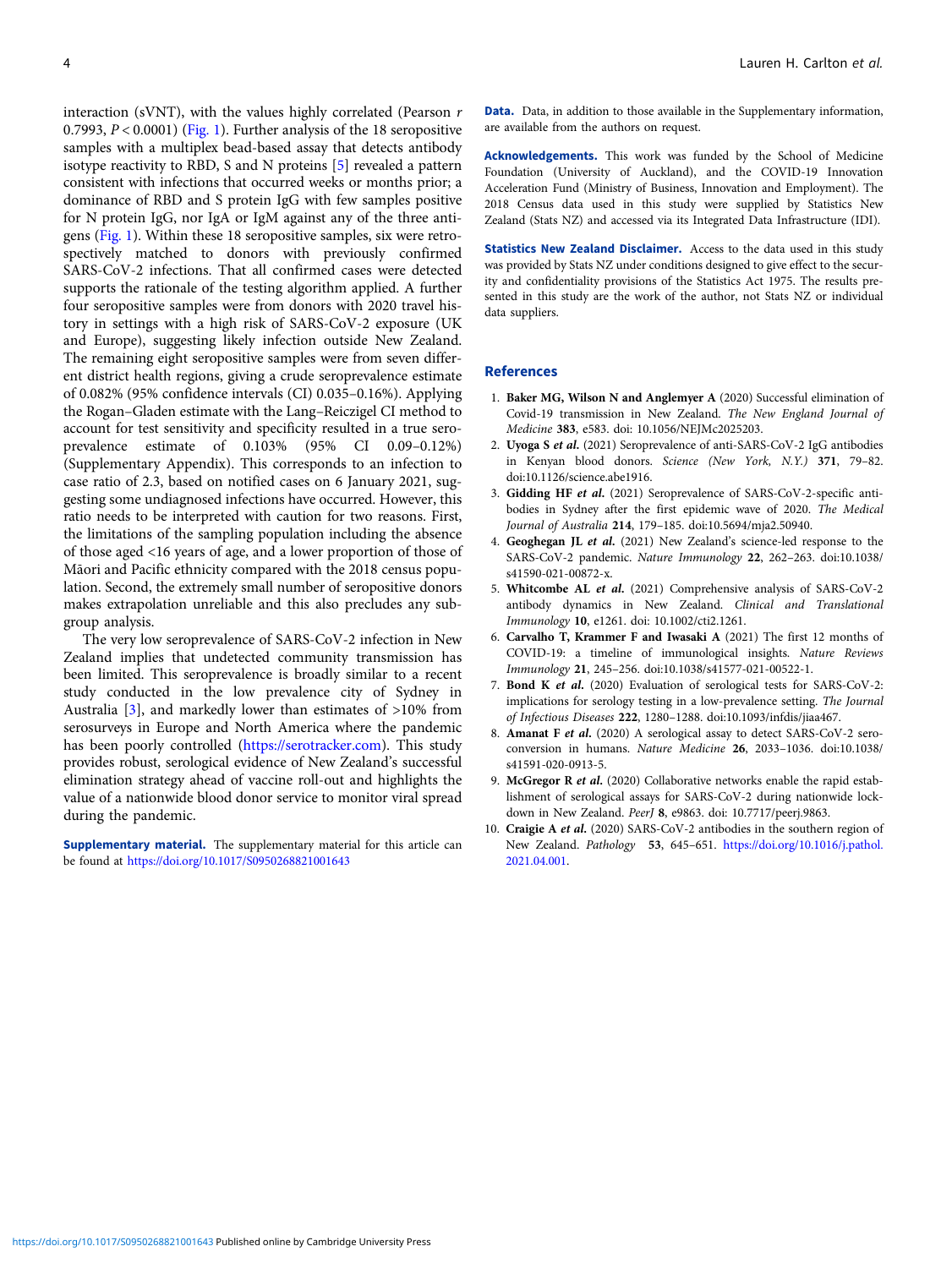interaction (sVNT), with the values highly correlated (Pearson $r$ 0.7993, $P < 0.0001$) (Fig. 1). Further analysis of the 18 seropositive samples with a multiplex bead-based assay that detects antibody isotype reactivity to RBD, S and N proteins [5] revealed a pattern consistent with infections that occurred weeks or months prior; a dominance of RBD and S protein IgG with few samples positive for N protein IgG, nor IgA or IgM against any of the three antigens (Fig. 1). Within these 18 seropositive samples, six were retrospectively matched to donors with previously confirmed SARS-CoV-2 infections. That all confirmed cases were detected supports the rationale of the testing algorithm applied. A further four seropositive samples were from donors with 2020 travel history in settings with a high risk of SARS-CoV-2 exposure (UK and Europe), suggesting likely infection outside New Zealand. The remaining eight seropositive samples were from seven different district health regions, giving a crude seroprevalence estimate of 0.082% (95% confidence intervals (CI) 0.035–0.16%). Applying the Rogan–Gladen estimate with the Lang–Reiczigel CI method to account for test sensitivity and specificity resulted in a true seroprevalence estimate of 0.103% (95% CI 0.09–0.12%) (Supplementary Appendix). This corresponds to an infection to case ratio of 2.3, based on notified cases on 6 January 2021, suggesting some undiagnosed infections have occurred. However, this ratio needs to be interpreted with caution for two reasons. First, the limitations of the sampling population including the absence of those aged <16 years of age, and a lower proportion of those of Māori and Pacific ethnicity compared with the 2018 census population. Second, the extremely small number of seropositive donors makes extrapolation unreliable and this also precludes any subgroup analysis.

The very low seroprevalence of SARS-CoV-2 infection in New Zealand implies that undetected community transmission has been limited. This seroprevalence is broadly similar to a recent study conducted in the low prevalence city of Sydney in Australia [3], and markedly lower than estimates of >10% from serosurveys in Europe and North America where the pandemic has been poorly controlled (https://serotracker.com). This study provides robust, serological evidence of New Zealand's successful elimination strategy ahead of vaccine roll-out and highlights the value of a nationwide blood donor service to monitor viral spread during the pandemic.

**Supplementary material.** The supplementary material for this article can be found at https://doi.org/10.1017/S0950268821001643

**Data.** Data, in addition to those available in the Supplementary information, are available from the authors on request.

**Acknowledgements.** This work was funded by the School of Medicine Foundation (University of Auckland), and the COVID-19 Innovation Acceleration Fund (Ministry of Business, Innovation and Employment). The 2018 Census data used in this study were supplied by Statistics New Zealand (Stats NZ) and accessed via its Integrated Data Infrastructure (IDI).

**Statistics New Zealand Disclaimer.** Access to the data used in this study was provided by Stats NZ under conditions designed to give effect to the security and confidentiality provisions of the Statistics Act 1975. The results presented in this study are the work of the author, not Stats NZ or individual data suppliers.

## References

1. **Baker MG, Wilson N and Anglemyer A** (2020) Successful elimination of Covid-19 transmission in New Zealand. *The New England Journal of Medicine* **383**, e583. doi: 10.1056/NEJMc2025203.
2. **Uyoga S *et al.*** (2021) Seroprevalence of anti-SARS-CoV-2 IgG antibodies in Kenyan blood donors. *Science (New York, N.Y.)* **371**, 79–82. doi:10.1126/science.abe1916.
3. **Gidding HF *et al.*** (2021) Seroprevalence of SARS-CoV-2-specific antibodies in Sydney after the first epidemic wave of 2020. *The Medical Journal of Australia* **214**, 179–185. doi:10.5694/mja2.50940.
4. **Geoghegan JL *et al.*** (2021) New Zealand's science-led response to the SARS-CoV-2 pandemic. *Nature Immunology* **22**, 262–263. doi:10.1038/s41590-021-00872-x.
5. **Whitcombe AL *et al.*** (2021) Comprehensive analysis of SARS-CoV-2 antibody dynamics in New Zealand. *Clinical and Translational Immunology* **10**, e1261. doi: 10.1002/cti2.1261.
6. **Carvalho T, Krammer F and Iwasaki A** (2021) The first 12 months of COVID-19: a timeline of immunological insights. *Nature Reviews Immunology* **21**, 245–256. doi:10.1038/s41577-021-00522-1.
7. **Bond K *et al.*** (2020) Evaluation of serological tests for SARS-CoV-2: implications for serology testing in a low-prevalence setting. *The Journal of Infectious Diseases* **222**, 1280–1288. doi:10.1093/infdis/jiaa467.
8. **Amanat F *et al.*** (2020) A serological assay to detect SARS-CoV-2 seroconversion in humans. *Nature Medicine* **26**, 2033–1036. doi:10.1038/s41591-020-0913-5.
9. **McGregor R *et al.*** (2020) Collaborative networks enable the rapid establishment of serological assays for SARS-CoV-2 during nationwide lockdown in New Zealand. *PeerJ* **8**, e9863. doi: 10.7717/peerj.9863.
10. **Craigie A *et al.*** (2020) SARS-CoV-2 antibodies in the southern region of New Zealand. *Pathology* **53**, 645–651. https://doi.org/10.1016/j.pathol.2021.04.001.